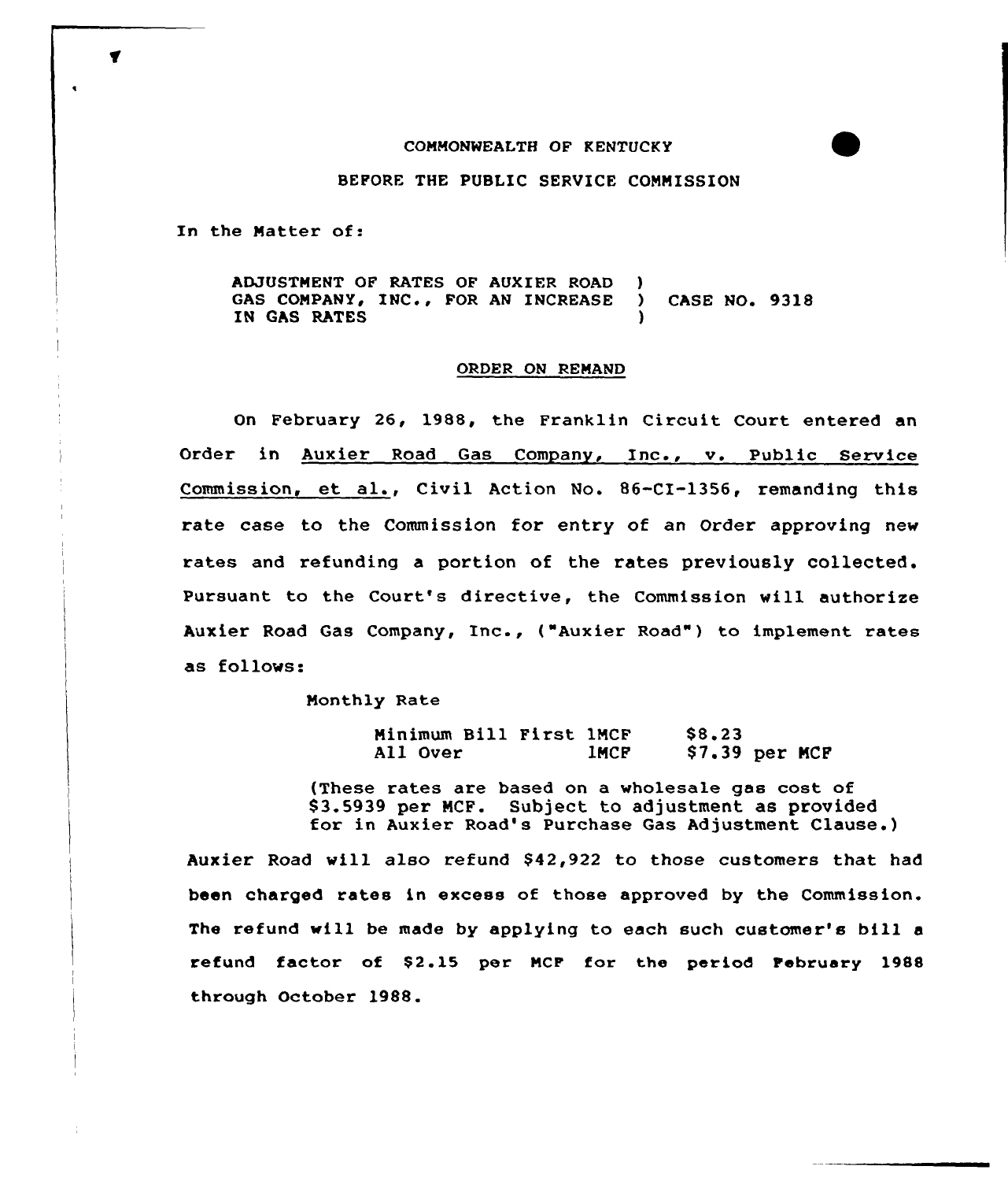COMMONWEALTH OF KENTUCKY

BEFORE THE PUBLIC SERVICE COMMISSION

In the Matter of:

| | | |
|---|---|---|
| ADJUSTMENT OF RATES OF AUXIER ROAD GAS COMPANY, INC., FOR AN INCREASE IN GAS RATES | ) ) ) | CASE NO. 9318 |

ORDER ON REMAND

On February 26, 1988, the Franklin Circuit Court entered an Order in Auxier Road Gas Company, Inc., v. Public Service Commission, et al., Civil Action No. 86-CI-1356, remanding this rate case to the Commission for entry of an Order approving new rates and refunding a portion of the rates previously collected. Pursuant to the Court's directive, the Commission will authorize Auxier Road Gas Company, Inc., ("Auxier Road") to implement rates as follows:

Monthly Rate

| | | |
|---|---|---|
| Minimum Bill First | 1MCF | $8.23 |
| All Over | 1MCF | $7.39 per MCF |

(These rates are based on a wholesale gas cost of $3.5939 per MCF. Subject to adjustment as provided for in Auxier Road's Purchase Gas Adjustment Clause.)

Auxier Road will also refund $42,922 to those customers that had been charged rates in excess of those approved by the Commission. The refund will be made by applying to each such customer's bill a refund factor of $2.15 per MCF for the period February 1988 through October 1988.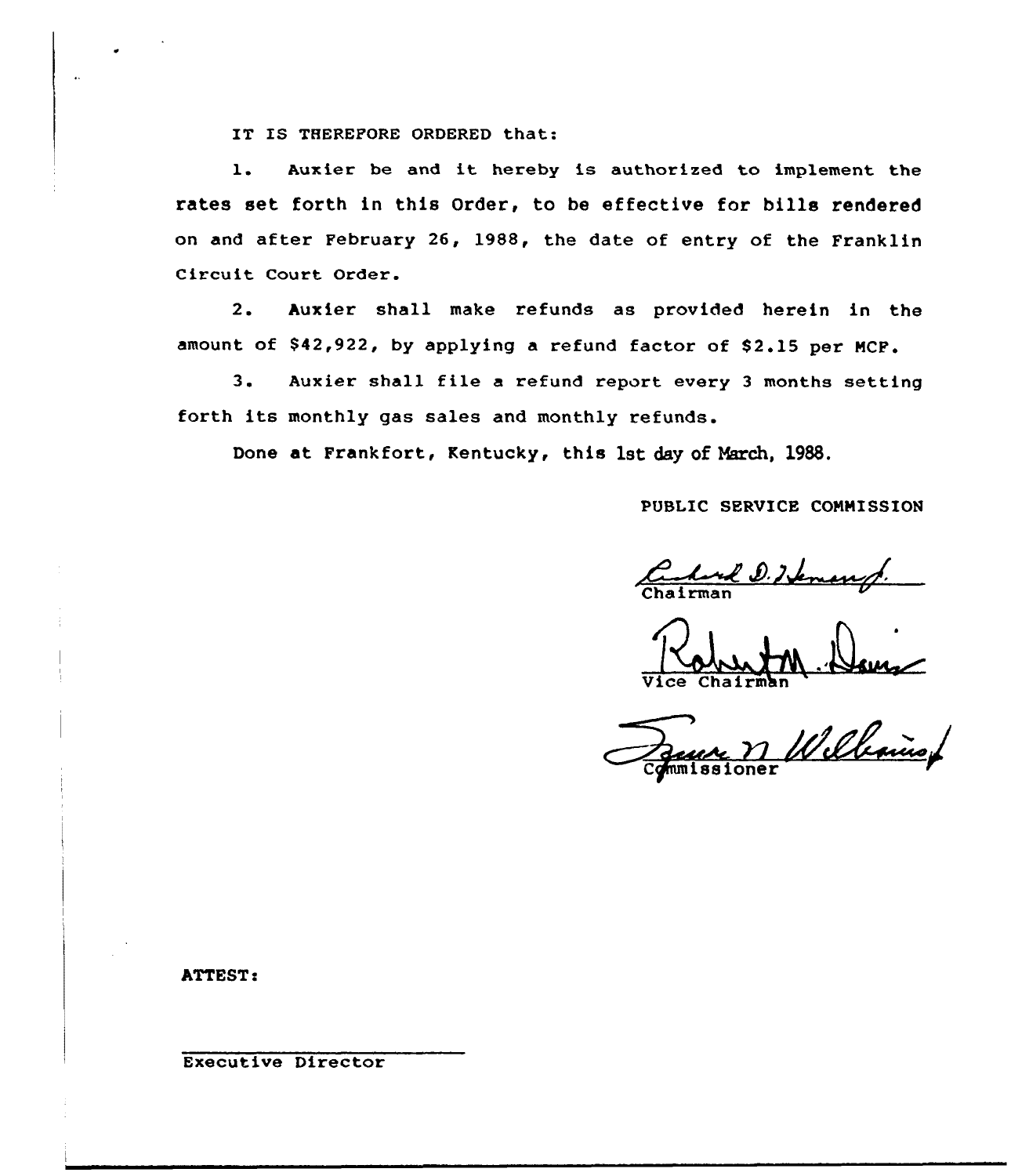IT IS THEREFORE ORDERED that:

1. Auxier be and it hereby is authorized to implement the rates set forth in this Order, to be effective for bills rendered on and after February 26, 1988, the date of entry of the Franklin Circuit Court Order.

2. Auxier shall make refunds as provided herein in the amount of $42,922, by applying a refund factor of $2.15 per MCF.

3. Auxier shall file a refund report every 3 months setting forth its monthly gas sales and monthly refunds.

Done at Frankfort, Kentucky, this 1st day of March, 1988.

PUBLIC SERVICE COMMISSION

Chairman

Vice Chairman

Commissioner

ATTEST:

Executive Director